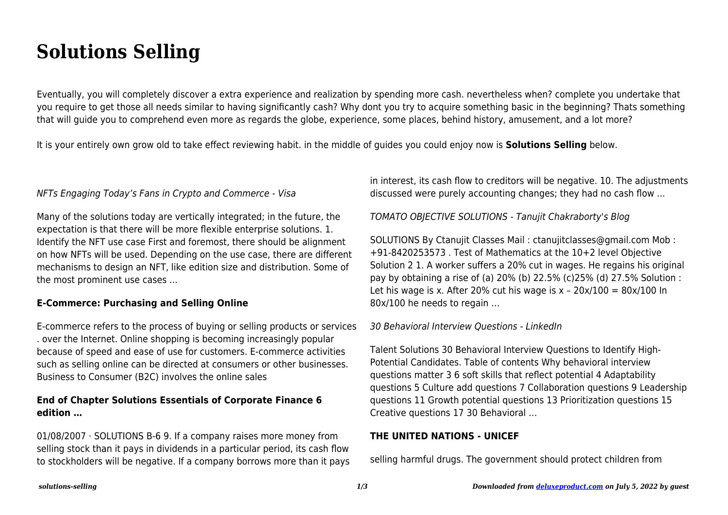# Solutions Selling

Eventually, you will completely discover a extra experience and realization by spending more cash. nevertheless when? complete you undertake that you require to get those all needs similar to having significantly cash? Why dont you try to acquire something basic in the beginning? Thats something that will guide you to comprehend even more as regards the globe, experience, some places, behind history, amusement, and a lot more?

It is your entirely own grow old to take effect reviewing habit. in the middle of guides you could enjoy now is **Solutions Selling** below.

*NFTs Engaging Today's Fans in Crypto and Commerce - Visa*

Many of the solutions today are vertically integrated; in the future, the expectation is that there will be more flexible enterprise solutions. 1. Identify the NFT use case First and foremost, there should be alignment on how NFTs will be used. Depending on the use case, there are different mechanisms to design an NFT, like edition size and distribution. Some of the most prominent use cases ...

**E-Commerce: Purchasing and Selling Online**

E-commerce refers to the process of buying or selling products or services . over the Internet. Online shopping is becoming increasingly popular because of speed and ease of use for customers. E-commerce activities such as selling online can be directed at consumers or other businesses. Business to Consumer (B2C) involves the online sales

**End of Chapter Solutions Essentials of Corporate Finance 6 edition …**

01/08/2007 · SOLUTIONS B-6 9. If a company raises more money from selling stock than it pays in dividends in a particular period, its cash flow to stockholders will be negative. If a company borrows more than it pays in interest, its cash flow to creditors will be negative. 10. The adjustments discussed were purely accounting changes; they had no cash flow ...

*TOMATO OBJECTIVE SOLUTIONS - Tanujit Chakraborty's Blog*

SOLUTIONS By Ctanujit Classes Mail : ctanujitclasses@gmail.com Mob : +91-8420253573 . Test of Mathematics at the 10+2 level Objective Solution 2 1. A worker suffers a 20% cut in wages. He regains his original pay by obtaining a rise of (a) 20% (b) 22.5% (c)25% (d) 27.5% Solution : Let his wage is x. After 20% cut his wage is $x - 20x/100 = 80x/100$ In $80x/100$ he needs to regain …

*30 Behavioral Interview Questions - LinkedIn*

Talent Solutions 30 Behavioral Interview Questions to Identify High-Potential Candidates. Table of contents Why behavioral interview questions matter 3 6 soft skills that reflect potential 4 Adaptability questions 5 Culture add questions 7 Collaboration questions 9 Leadership questions 11 Growth potential questions 13 Prioritization questions 15 Creative questions 17 30 Behavioral …

**THE UNITED NATIONS - UNICEF**

selling harmful drugs. The government should protect children from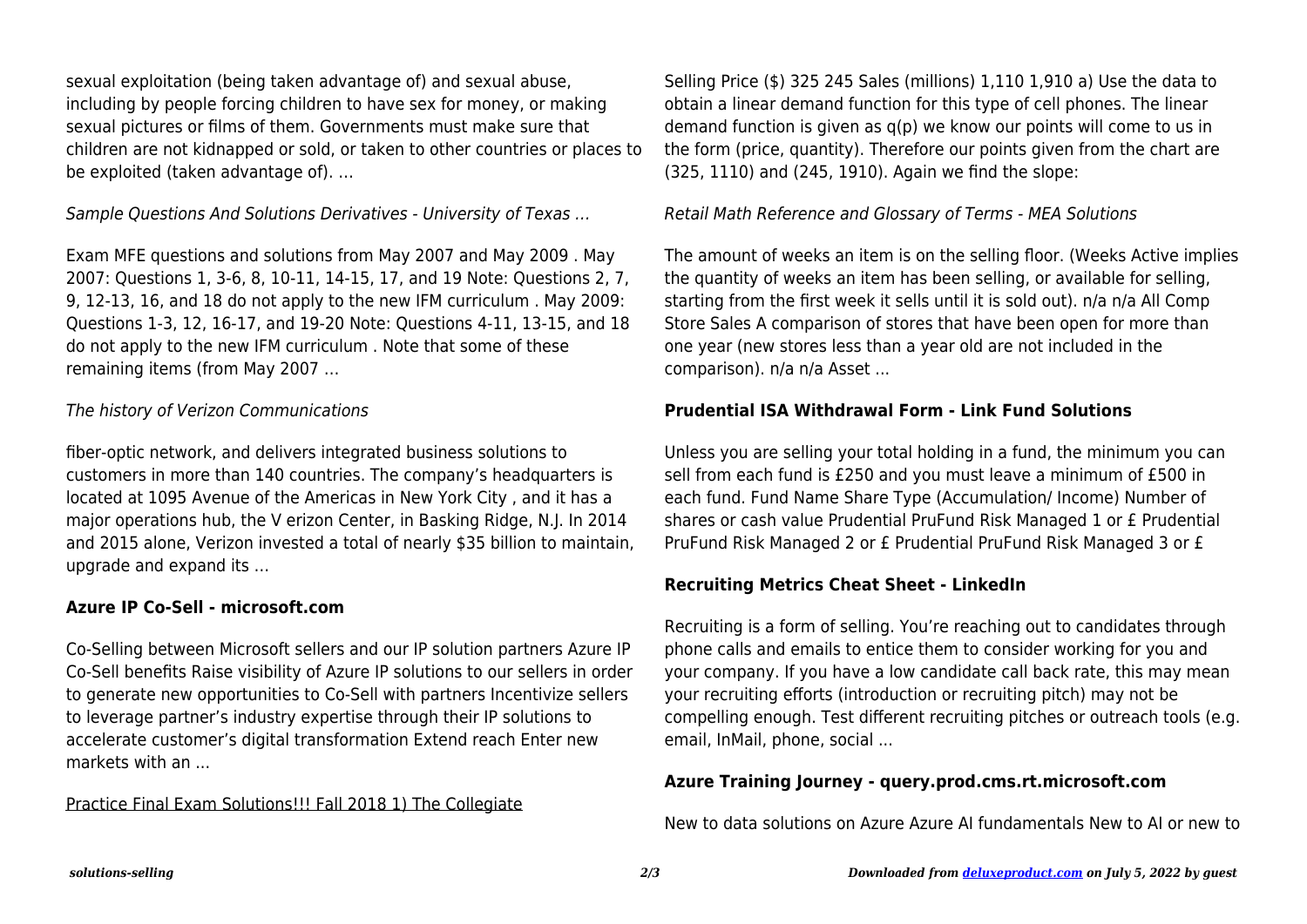sexual exploitation (being taken advantage of) and sexual abuse, including by people forcing children to have sex for money, or making sexual pictures or films of them. Governments must make sure that children are not kidnapped or sold, or taken to other countries or places to be exploited (taken advantage of). …

*Sample Questions And Solutions Derivatives - University of Texas …*

Exam MFE questions and solutions from May 2007 and May 2009 . May 2007: Questions 1, 3-6, 8, 10-11, 14-15, 17, and 19 Note: Questions 2, 7, 9, 12-13, 16, and 18 do not apply to the new IFM curriculum . May 2009: Questions 1-3, 12, 16-17, and 19-20 Note: Questions 4-11, 13-15, and 18 do not apply to the new IFM curriculum . Note that some of these remaining items (from May 2007 …

*The history of Verizon Communications*

fiber-optic network, and delivers integrated business solutions to customers in more than 140 countries. The company's headquarters is located at 1095 Avenue of the Americas in New York City , and it has a major operations hub, the V erizon Center, in Basking Ridge, N.J. In 2014 and 2015 alone, Verizon invested a total of nearly $35 billion to maintain, upgrade and expand its …

**Azure IP Co-Sell - microsoft.com**

Co-Selling between Microsoft sellers and our IP solution partners Azure IP Co-Sell benefits Raise visibility of Azure IP solutions to our sellers in order to generate new opportunities to Co-Sell with partners Incentivize sellers to leverage partner's industry expertise through their IP solutions to accelerate customer's digital transformation Extend reach Enter new markets with an ...

Practice Final Exam Solutions!!! Fall 2018 1) The Collegiate

Selling Price ($) 325 245 Sales (millions) 1,110 1,910 a) Use the data to obtain a linear demand function for this type of cell phones. The linear demand function is given as $q(p)$ we know our points will come to us in the form (price, quantity). Therefore our points given from the chart are (325, 1110) and (245, 1910). Again we find the slope:

*Retail Math Reference and Glossary of Terms - MEA Solutions*

The amount of weeks an item is on the selling floor. (Weeks Active implies the quantity of weeks an item has been selling, or available for selling, starting from the first week it sells until it is sold out). n/a n/a All Comp Store Sales A comparison of stores that have been open for more than one year (new stores less than a year old are not included in the comparison). n/a n/a Asset ...

**Prudential ISA Withdrawal Form - Link Fund Solutions**

Unless you are selling your total holding in a fund, the minimum you can sell from each fund is £250 and you must leave a minimum of £500 in each fund. Fund Name Share Type (Accumulation/ Income) Number of shares or cash value Prudential PruFund Risk Managed 1 or £ Prudential PruFund Risk Managed 2 or £ Prudential PruFund Risk Managed 3 or £

**Recruiting Metrics Cheat Sheet - LinkedIn**

Recruiting is a form of selling. You're reaching out to candidates through phone calls and emails to entice them to consider working for you and your company. If you have a low candidate call back rate, this may mean your recruiting efforts (introduction or recruiting pitch) may not be compelling enough. Test different recruiting pitches or outreach tools (e.g. email, InMail, phone, social ...

**Azure Training Journey - query.prod.cms.rt.microsoft.com**

New to data solutions on Azure Azure AI fundamentals New to AI or new to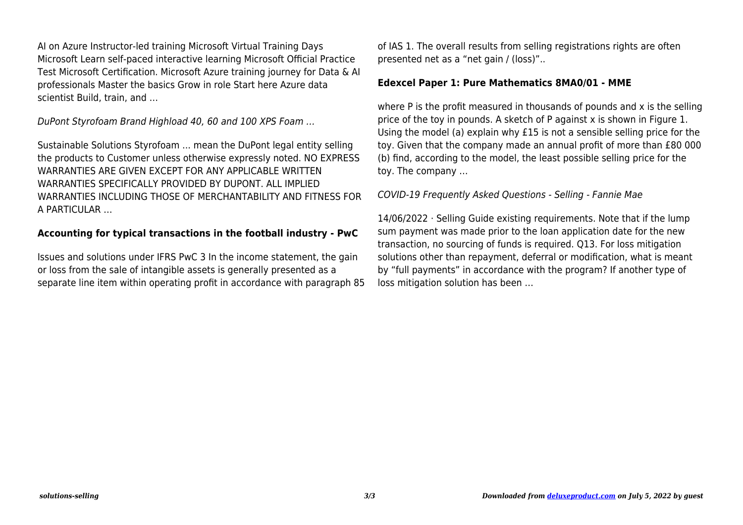AI on Azure Instructor-led training Microsoft Virtual Training Days Microsoft Learn self-paced interactive learning Microsoft Official Practice Test Microsoft Certification. Microsoft Azure training journey for Data & AI professionals Master the basics Grow in role Start here Azure data scientist Build, train, and …

*DuPont Styrofoam Brand Highload 40, 60 and 100 XPS Foam …*

Sustainable Solutions Styrofoam ... mean the DuPont legal entity selling the products to Customer unless otherwise expressly noted. NO EXPRESS WARRANTIES ARE GIVEN EXCEPT FOR ANY APPLICABLE WRITTEN WARRANTIES SPECIFICALLY PROVIDED BY DUPONT. ALL IMPLIED WARRANTIES INCLUDING THOSE OF MERCHANTABILITY AND FITNESS FOR A PARTICULAR …

**Accounting for typical transactions in the football industry - PwC**

Issues and solutions under IFRS PwC 3 In the income statement, the gain or loss from the sale of intangible assets is generally presented as a separate line item within operating profit in accordance with paragraph 85 of IAS 1. The overall results from selling registrations rights are often presented net as a "net gain / (loss)"..

**Edexcel Paper 1: Pure Mathematics 8MA0/01 - MME**

where P is the profit measured in thousands of pounds and x is the selling price of the toy in pounds. A sketch of P against x is shown in Figure 1. Using the model (a) explain why £15 is not a sensible selling price for the toy. Given that the company made an annual profit of more than £80 000 (b) find, according to the model, the least possible selling price for the toy. The company …

*COVID-19 Frequently Asked Questions - Selling - Fannie Mae*

14/06/2022 · Selling Guide existing requirements. Note that if the lump sum payment was made prior to the loan application date for the new transaction, no sourcing of funds is required. Q13. For loss mitigation solutions other than repayment, deferral or modification, what is meant by "full payments" in accordance with the program? If another type of loss mitigation solution has been …